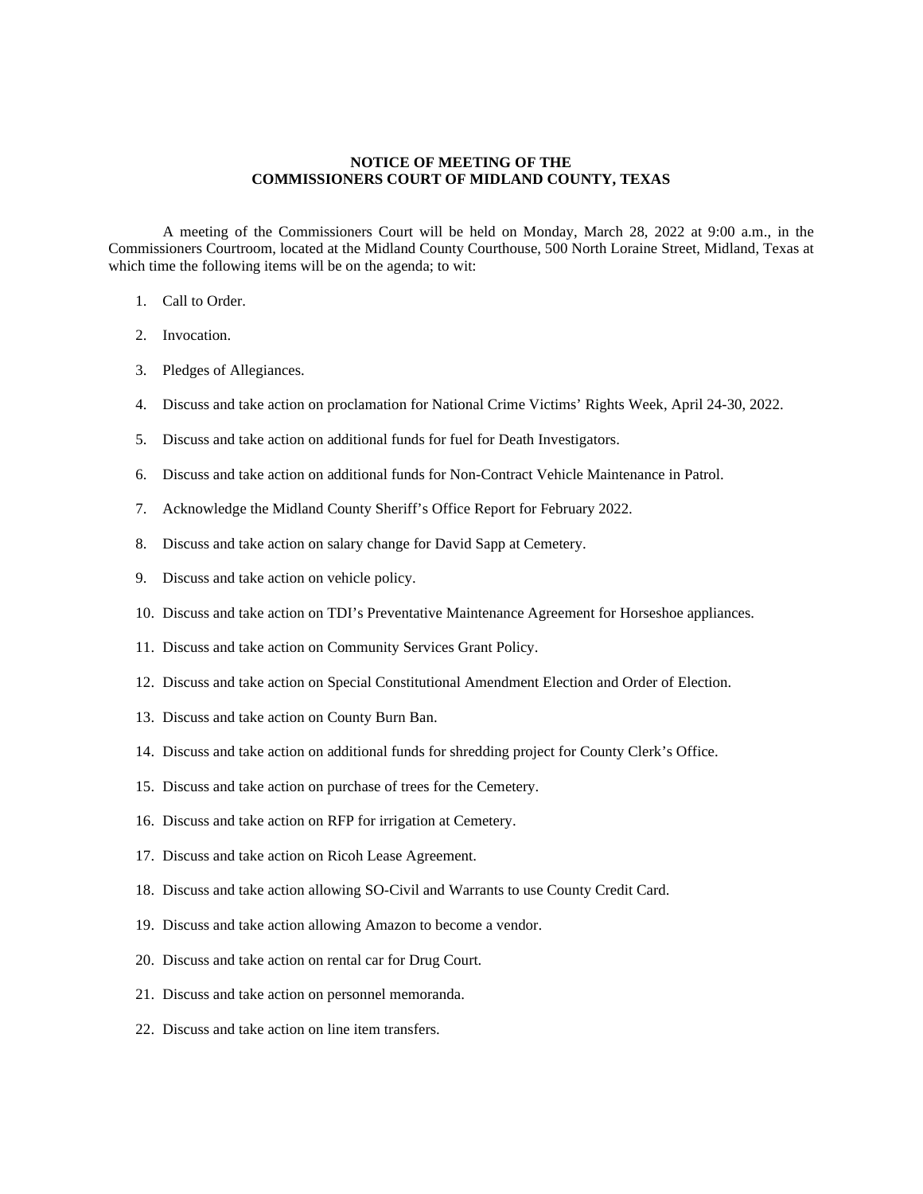**NOTICE OF MEETING OF THE**
**COMMISSIONERS COURT OF MIDLAND COUNTY, TEXAS**

A meeting of the Commissioners Court will be held on Monday, March 28, 2022 at 9:00 a.m., in the Commissioners Courtroom, located at the Midland County Courthouse, 500 North Loraine Street, Midland, Texas at which time the following items will be on the agenda; to wit:

1. Call to Order.
2. Invocation.
3. Pledges of Allegiances.
4. Discuss and take action on proclamation for National Crime Victims' Rights Week, April 24-30, 2022.
5. Discuss and take action on additional funds for fuel for Death Investigators.
6. Discuss and take action on additional funds for Non-Contract Vehicle Maintenance in Patrol.
7. Acknowledge the Midland County Sheriff's Office Report for February 2022.
8. Discuss and take action on salary change for David Sapp at Cemetery.
9. Discuss and take action on vehicle policy.
10. Discuss and take action on TDI's Preventative Maintenance Agreement for Horseshoe appliances.
11. Discuss and take action on Community Services Grant Policy.
12. Discuss and take action on Special Constitutional Amendment Election and Order of Election.
13. Discuss and take action on County Burn Ban.
14. Discuss and take action on additional funds for shredding project for County Clerk's Office.
15. Discuss and take action on purchase of trees for the Cemetery.
16. Discuss and take action on RFP for irrigation at Cemetery.
17. Discuss and take action on Ricoh Lease Agreement.
18. Discuss and take action allowing SO-Civil and Warrants to use County Credit Card.
19. Discuss and take action allowing Amazon to become a vendor.
20. Discuss and take action on rental car for Drug Court.
21. Discuss and take action on personnel memoranda.
22. Discuss and take action on line item transfers.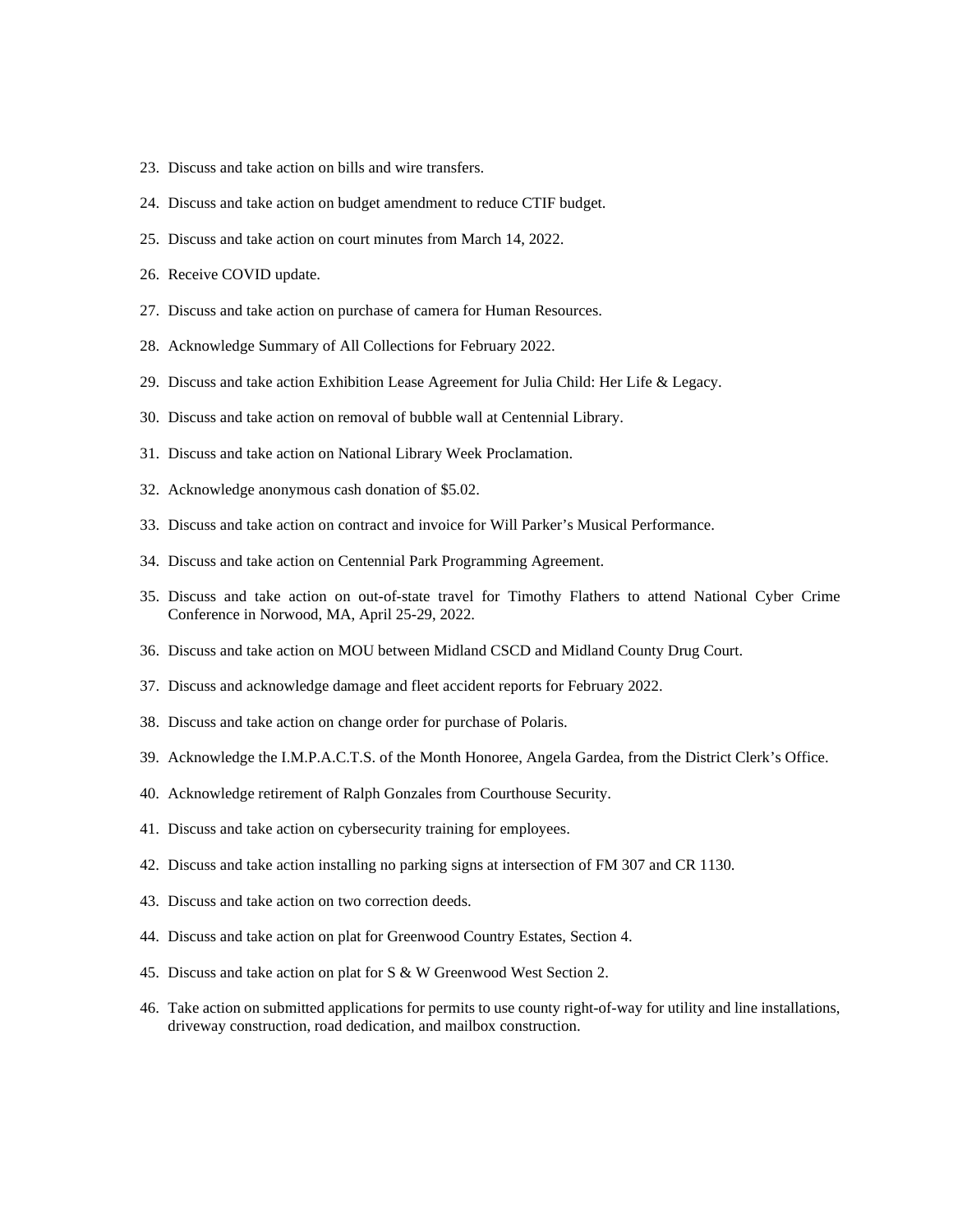23. Discuss and take action on bills and wire transfers.

24. Discuss and take action on budget amendment to reduce CTIF budget.

25. Discuss and take action on court minutes from March 14, 2022.

26. Receive COVID update.

27. Discuss and take action on purchase of camera for Human Resources.

28. Acknowledge Summary of All Collections for February 2022.

29. Discuss and take action Exhibition Lease Agreement for Julia Child: Her Life & Legacy.

30. Discuss and take action on removal of bubble wall at Centennial Library.

31. Discuss and take action on National Library Week Proclamation.

32. Acknowledge anonymous cash donation of $5.02.

33. Discuss and take action on contract and invoice for Will Parker's Musical Performance.

34. Discuss and take action on Centennial Park Programming Agreement.

35. Discuss and take action on out-of-state travel for Timothy Flathers to attend National Cyber Crime Conference in Norwood, MA, April 25-29, 2022.

36. Discuss and take action on MOU between Midland CSCD and Midland County Drug Court.

37. Discuss and acknowledge damage and fleet accident reports for February 2022.

38. Discuss and take action on change order for purchase of Polaris.

39. Acknowledge the I.M.P.A.C.T.S. of the Month Honoree, Angela Gardea, from the District Clerk's Office.

40. Acknowledge retirement of Ralph Gonzales from Courthouse Security.

41. Discuss and take action on cybersecurity training for employees.

42. Discuss and take action installing no parking signs at intersection of FM 307 and CR 1130.

43. Discuss and take action on two correction deeds.

44. Discuss and take action on plat for Greenwood Country Estates, Section 4.

45. Discuss and take action on plat for S & W Greenwood West Section 2.

46. Take action on submitted applications for permits to use county right-of-way for utility and line installations, driveway construction, road dedication, and mailbox construction.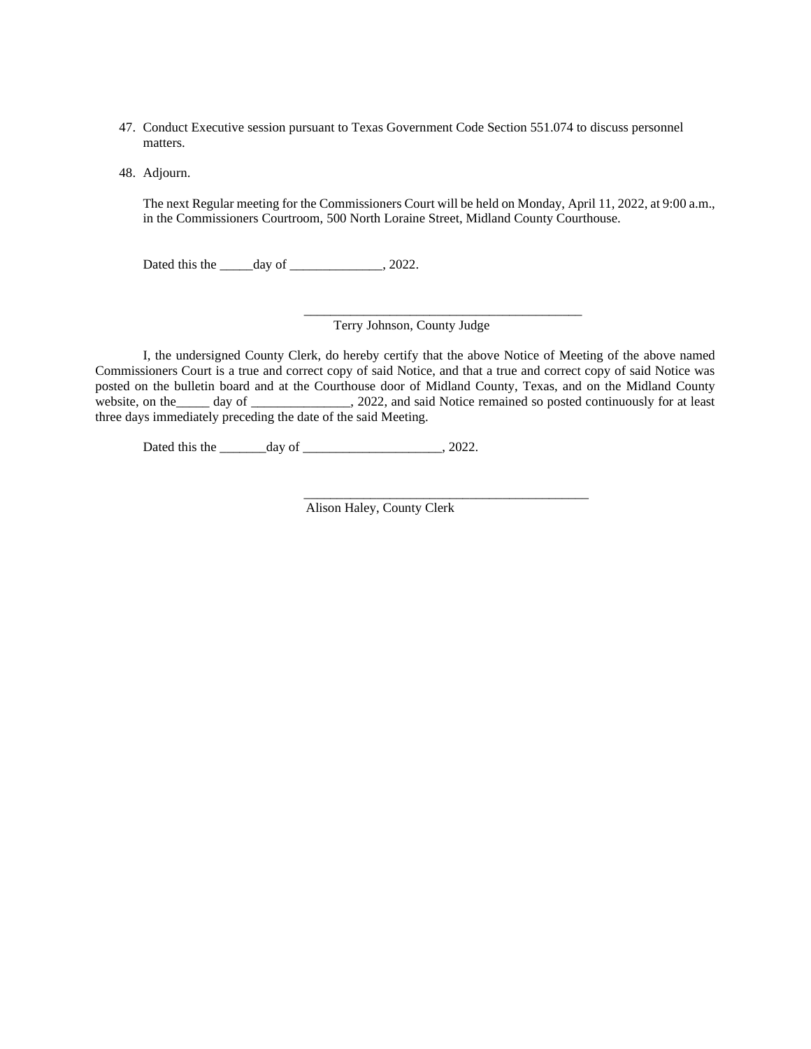47. Conduct Executive session pursuant to Texas Government Code Section 551.074 to discuss personnel matters.

48. Adjourn.

    The next Regular meeting for the Commissioners Court will be held on Monday, April 11, 2022, at 9:00 a.m., in the Commissioners Courtroom, 500 North Loraine Street, Midland County Courthouse.

    Dated this the _____day of ______________, 2022.

_____________________________________________
Terry Johnson, County Judge

I, the undersigned County Clerk, do hereby certify that the above Notice of Meeting of the above named Commissioners Court is a true and correct copy of said Notice, and that a true and correct copy of said Notice was posted on the bulletin board and at the Courthouse door of Midland County, Texas, and on the Midland County website, on the_____ day of _______________, 2022, and said Notice remained so posted continuously for at least three days immediately preceding the date of the said Meeting.

Dated this the _______day of _____________________, 2022.

_____________________________________________
Alison Haley, County Clerk